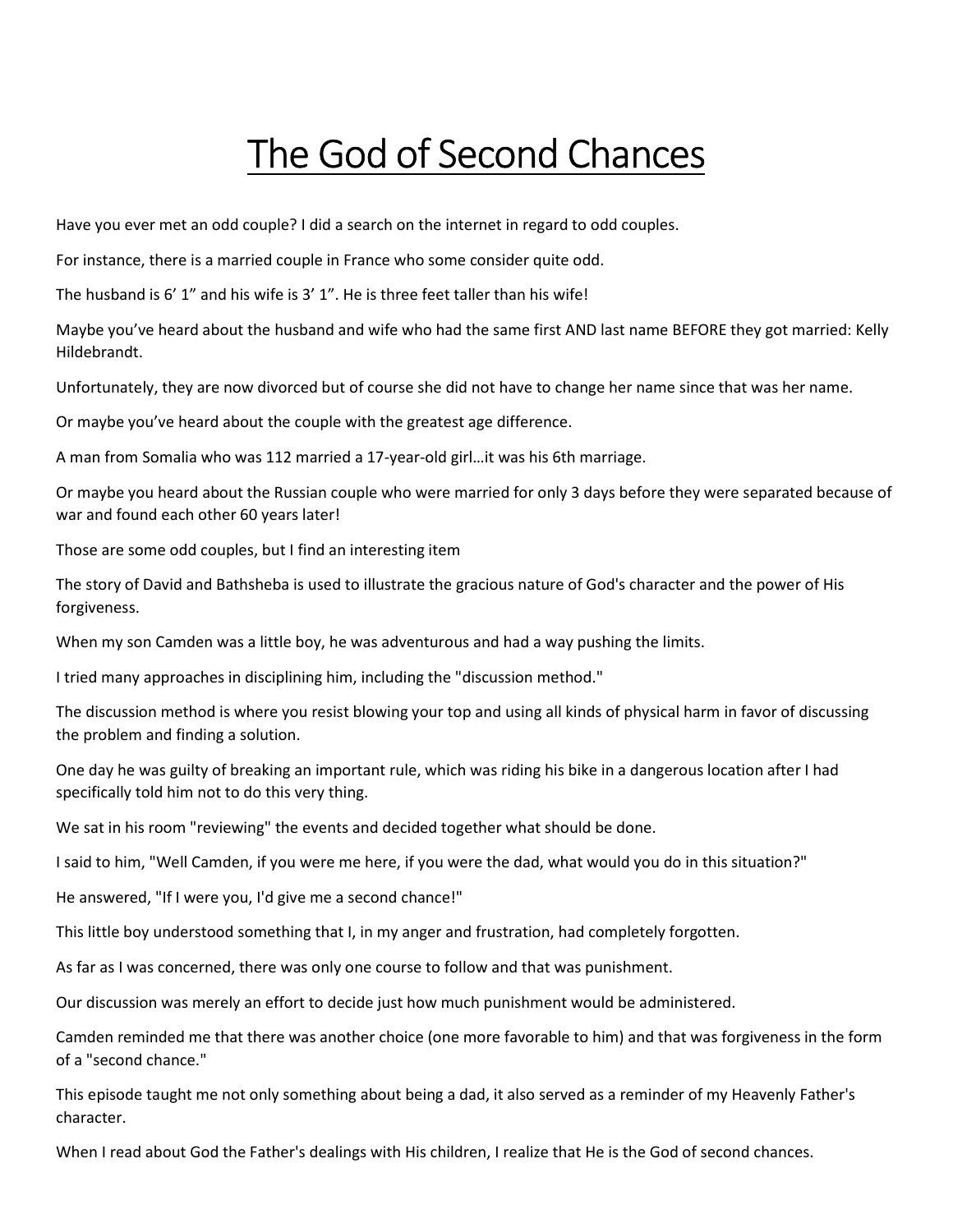# The God of Second Chances

Have you ever met an odd couple? I did a search on the internet in regard to odd couples.

For instance, there is a married couple in France who some consider quite odd.

The husband is 6' 1" and his wife is 3' 1". He is three feet taller than his wife!

Maybe you've heard about the husband and wife who had the same first AND last name BEFORE they got married: Kelly Hildebrandt.

Unfortunately, they are now divorced but of course she did not have to change her name since that was her name.

Or maybe you've heard about the couple with the greatest age difference.

A man from Somalia who was 112 married a 17-year-old girl…it was his 6th marriage.

Or maybe you heard about the Russian couple who were married for only 3 days before they were separated because of war and found each other 60 years later!

Those are some odd couples, but I find an interesting item

The story of David and Bathsheba is used to illustrate the gracious nature of God's character and the power of His forgiveness.

When my son Camden was a little boy, he was adventurous and had a way pushing the limits.

I tried many approaches in disciplining him, including the "discussion method."

The discussion method is where you resist blowing your top and using all kinds of physical harm in favor of discussing the problem and finding a solution.

One day he was guilty of breaking an important rule, which was riding his bike in a dangerous location after I had specifically told him not to do this very thing.

We sat in his room "reviewing" the events and decided together what should be done.

I said to him, "Well Camden, if you were me here, if you were the dad, what would you do in this situation?"

He answered, "If I were you, I'd give me a second chance!"

This little boy understood something that I, in my anger and frustration, had completely forgotten.

As far as I was concerned, there was only one course to follow and that was punishment.

Our discussion was merely an effort to decide just how much punishment would be administered.

Camden reminded me that there was another choice (one more favorable to him) and that was forgiveness in the form of a "second chance."

This episode taught me not only something about being a dad, it also served as a reminder of my Heavenly Father's character.

When I read about God the Father's dealings with His children, I realize that He is the God of second chances.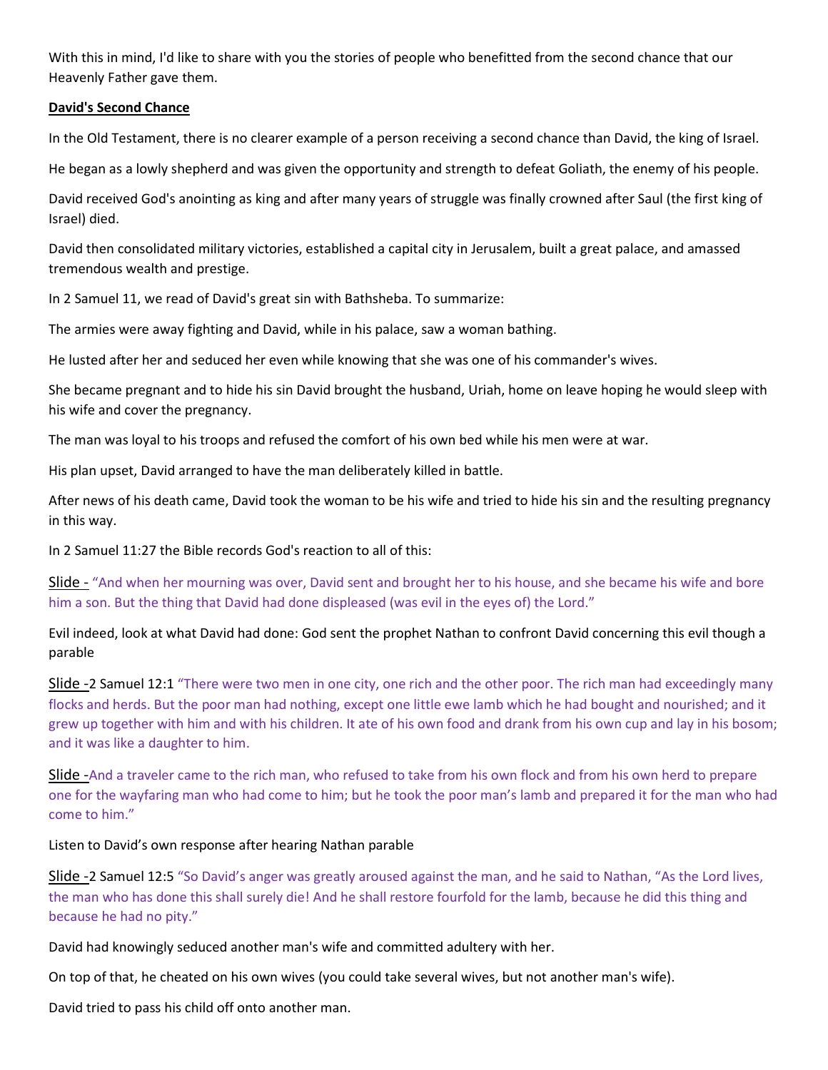With this in mind, I'd like to share with you the stories of people who benefitted from the second chance that our Heavenly Father gave them.

**David's Second Chance**

In the Old Testament, there is no clearer example of a person receiving a second chance than David, the king of Israel.

He began as a lowly shepherd and was given the opportunity and strength to defeat Goliath, the enemy of his people.

David received God's anointing as king and after many years of struggle was finally crowned after Saul (the first king of Israel) died.

David then consolidated military victories, established a capital city in Jerusalem, built a great palace, and amassed tremendous wealth and prestige.

In 2 Samuel 11, we read of David's great sin with Bathsheba. To summarize:

The armies were away fighting and David, while in his palace, saw a woman bathing.

He lusted after her and seduced her even while knowing that she was one of his commander's wives.

She became pregnant and to hide his sin David brought the husband, Uriah, home on leave hoping he would sleep with his wife and cover the pregnancy.

The man was loyal to his troops and refused the comfort of his own bed while his men were at war.

His plan upset, David arranged to have the man deliberately killed in battle.

After news of his death came, David took the woman to be his wife and tried to hide his sin and the resulting pregnancy in this way.

In 2 Samuel 11:27 the Bible records God's reaction to all of this:

Slide - "And when her mourning was over, David sent and brought her to his house, and she became his wife and bore him a son. But the thing that David had done displeased (was evil in the eyes of) the Lord."

Evil indeed, look at what David had done: God sent the prophet Nathan to confront David concerning this evil though a parable

Slide -2 Samuel 12:1 "There were two men in one city, one rich and the other poor. The rich man had exceedingly many flocks and herds. But the poor man had nothing, except one little ewe lamb which he had bought and nourished; and it grew up together with him and with his children. It ate of his own food and drank from his own cup and lay in his bosom; and it was like a daughter to him.

Slide -And a traveler came to the rich man, who refused to take from his own flock and from his own herd to prepare one for the wayfaring man who had come to him; but he took the poor man's lamb and prepared it for the man who had come to him."

Listen to David's own response after hearing Nathan parable

Slide -2 Samuel 12:5 "So David's anger was greatly aroused against the man, and he said to Nathan, "As the Lord lives, the man who has done this shall surely die! And he shall restore fourfold for the lamb, because he did this thing and because he had no pity."

David had knowingly seduced another man's wife and committed adultery with her.

On top of that, he cheated on his own wives (you could take several wives, but not another man's wife).

David tried to pass his child off onto another man.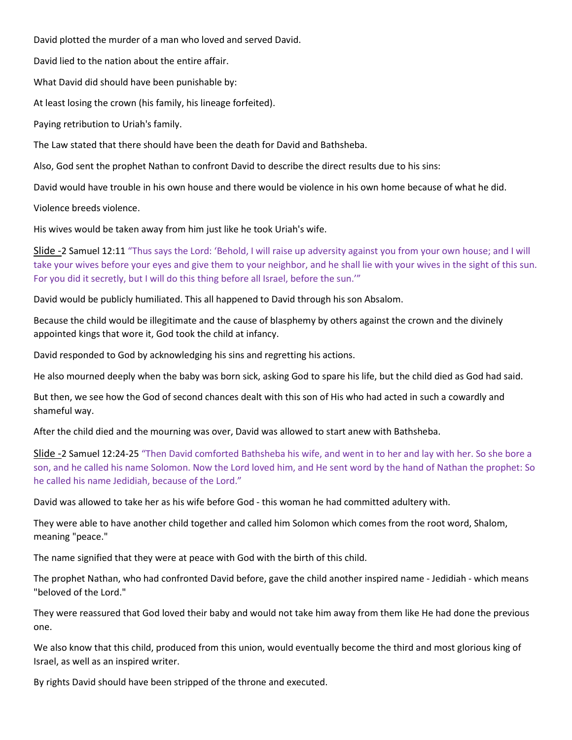David plotted the murder of a man who loved and served David.

David lied to the nation about the entire affair.

What David did should have been punishable by:

At least losing the crown (his family, his lineage forfeited).

Paying retribution to Uriah's family.

The Law stated that there should have been the death for David and Bathsheba.

Also, God sent the prophet Nathan to confront David to describe the direct results due to his sins:

David would have trouble in his own house and there would be violence in his own home because of what he did.

Violence breeds violence.

His wives would be taken away from him just like he took Uriah's wife.

Slide -2 Samuel 12:11 "Thus says the Lord: 'Behold, I will raise up adversity against you from your own house; and I will take your wives before your eyes and give them to your neighbor, and he shall lie with your wives in the sight of this sun. For you did it secretly, but I will do this thing before all Israel, before the sun.'"

David would be publicly humiliated. This all happened to David through his son Absalom.

Because the child would be illegitimate and the cause of blasphemy by others against the crown and the divinely appointed kings that wore it, God took the child at infancy.

David responded to God by acknowledging his sins and regretting his actions.

He also mourned deeply when the baby was born sick, asking God to spare his life, but the child died as God had said.

But then, we see how the God of second chances dealt with this son of His who had acted in such a cowardly and shameful way.

After the child died and the mourning was over, David was allowed to start anew with Bathsheba.

Slide -2 Samuel 12:24-25 "Then David comforted Bathsheba his wife, and went in to her and lay with her. So she bore a son, and he called his name Solomon. Now the Lord loved him, and He sent word by the hand of Nathan the prophet: So he called his name Jedidiah, because of the Lord."

David was allowed to take her as his wife before God - this woman he had committed adultery with.

They were able to have another child together and called him Solomon which comes from the root word, Shalom, meaning "peace."

The name signified that they were at peace with God with the birth of this child.

The prophet Nathan, who had confronted David before, gave the child another inspired name - Jedidiah - which means "beloved of the Lord."

They were reassured that God loved their baby and would not take him away from them like He had done the previous one.

We also know that this child, produced from this union, would eventually become the third and most glorious king of Israel, as well as an inspired writer.

By rights David should have been stripped of the throne and executed.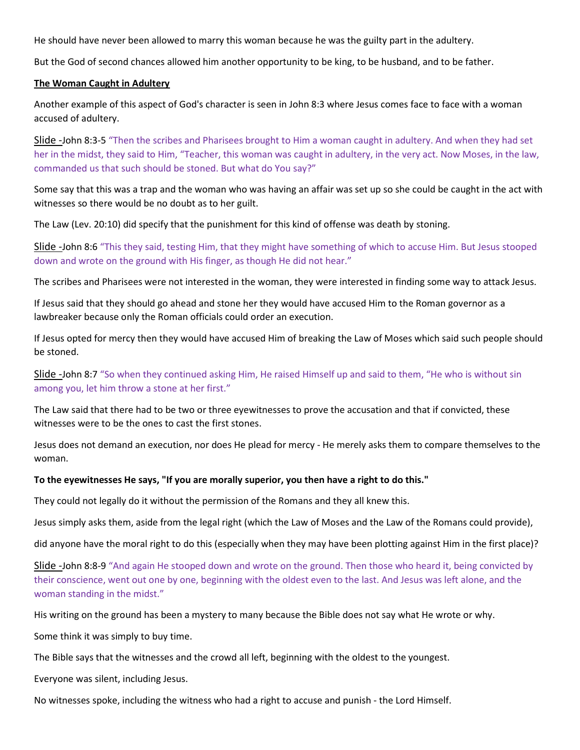He should have never been allowed to marry this woman because he was the guilty part in the adultery.

But the God of second chances allowed him another opportunity to be king, to be husband, and to be father.

**The Woman Caught in Adultery**

Another example of this aspect of God's character is seen in John 8:3 where Jesus comes face to face with a woman accused of adultery.

Slide -John 8:3-5 "Then the scribes and Pharisees brought to Him a woman caught in adultery. And when they had set her in the midst, they said to Him, "Teacher, this woman was caught in adultery, in the very act. Now Moses, in the law, commanded us that such should be stoned. But what do You say?"

Some say that this was a trap and the woman who was having an affair was set up so she could be caught in the act with witnesses so there would be no doubt as to her guilt.

The Law (Lev. 20:10) did specify that the punishment for this kind of offense was death by stoning.

Slide -John 8:6 "This they said, testing Him, that they might have something of which to accuse Him. But Jesus stooped down and wrote on the ground with His finger, as though He did not hear."

The scribes and Pharisees were not interested in the woman, they were interested in finding some way to attack Jesus.

If Jesus said that they should go ahead and stone her they would have accused Him to the Roman governor as a lawbreaker because only the Roman officials could order an execution.

If Jesus opted for mercy then they would have accused Him of breaking the Law of Moses which said such people should be stoned.

Slide -John 8:7 "So when they continued asking Him, He raised Himself up and said to them, "He who is without sin among you, let him throw a stone at her first."

The Law said that there had to be two or three eyewitnesses to prove the accusation and that if convicted, these witnesses were to be the ones to cast the first stones.

Jesus does not demand an execution, nor does He plead for mercy - He merely asks them to compare themselves to the woman.

**To the eyewitnesses He says, "If you are morally superior, you then have a right to do this."**

They could not legally do it without the permission of the Romans and they all knew this.

Jesus simply asks them, aside from the legal right (which the Law of Moses and the Law of the Romans could provide),

did anyone have the moral right to do this (especially when they may have been plotting against Him in the first place)?

Slide -John 8:8-9 "And again He stooped down and wrote on the ground. Then those who heard it, being convicted by their conscience, went out one by one, beginning with the oldest even to the last. And Jesus was left alone, and the woman standing in the midst."

His writing on the ground has been a mystery to many because the Bible does not say what He wrote or why.

Some think it was simply to buy time.

The Bible says that the witnesses and the crowd all left, beginning with the oldest to the youngest.

Everyone was silent, including Jesus.

No witnesses spoke, including the witness who had a right to accuse and punish - the Lord Himself.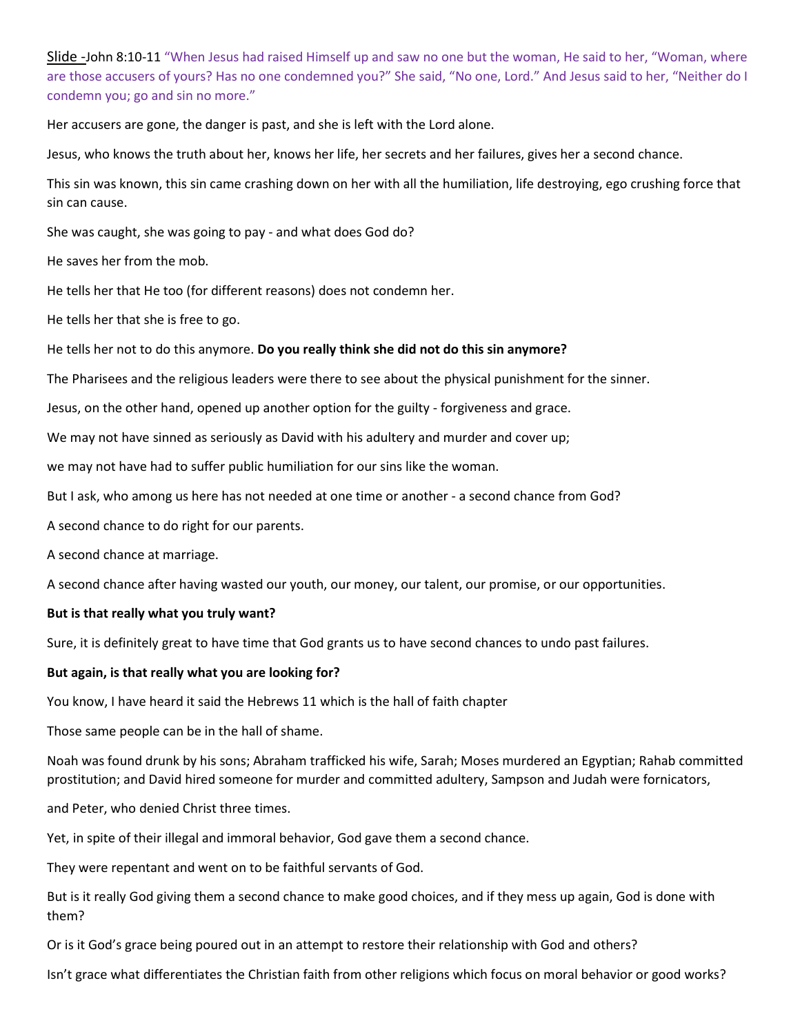Slide -John 8:10-11 "When Jesus had raised Himself up and saw no one but the woman, He said to her, "Woman, where are those accusers of yours? Has no one condemned you?" She said, "No one, Lord." And Jesus said to her, "Neither do I condemn you; go and sin no more."

Her accusers are gone, the danger is past, and she is left with the Lord alone.

Jesus, who knows the truth about her, knows her life, her secrets and her failures, gives her a second chance.

This sin was known, this sin came crashing down on her with all the humiliation, life destroying, ego crushing force that sin can cause.

She was caught, she was going to pay - and what does God do?

He saves her from the mob.

He tells her that He too (for different reasons) does not condemn her.

He tells her that she is free to go.

He tells her not to do this anymore. **Do you really think she did not do this sin anymore?**

The Pharisees and the religious leaders were there to see about the physical punishment for the sinner.

Jesus, on the other hand, opened up another option for the guilty - forgiveness and grace.

We may not have sinned as seriously as David with his adultery and murder and cover up;

we may not have had to suffer public humiliation for our sins like the woman.

But I ask, who among us here has not needed at one time or another - a second chance from God?

A second chance to do right for our parents.

A second chance at marriage.

A second chance after having wasted our youth, our money, our talent, our promise, or our opportunities.

**But is that really what you truly want?**

Sure, it is definitely great to have time that God grants us to have second chances to undo past failures.

**But again, is that really what you are looking for?**

You know, I have heard it said the Hebrews 11 which is the hall of faith chapter

Those same people can be in the hall of shame.

Noah was found drunk by his sons; Abraham trafficked his wife, Sarah; Moses murdered an Egyptian; Rahab committed prostitution; and David hired someone for murder and committed adultery, Sampson and Judah were fornicators,

and Peter, who denied Christ three times.

Yet, in spite of their illegal and immoral behavior, God gave them a second chance.

They were repentant and went on to be faithful servants of God.

But is it really God giving them a second chance to make good choices, and if they mess up again, God is done with them?

Or is it God's grace being poured out in an attempt to restore their relationship with God and others?

Isn't grace what differentiates the Christian faith from other religions which focus on moral behavior or good works?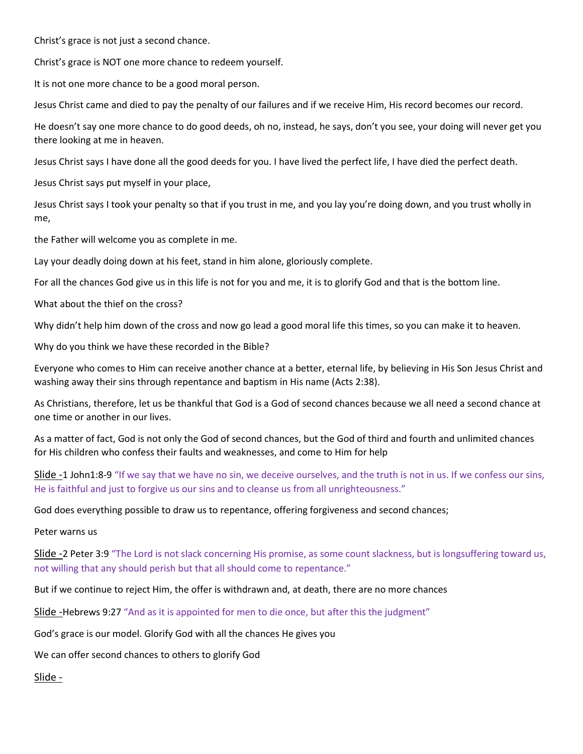Christ's grace is not just a second chance.

Christ's grace is NOT one more chance to redeem yourself.

It is not one more chance to be a good moral person.

Jesus Christ came and died to pay the penalty of our failures and if we receive Him, His record becomes our record.

He doesn't say one more chance to do good deeds, oh no, instead, he says, don't you see, your doing will never get you there looking at me in heaven.

Jesus Christ says I have done all the good deeds for you. I have lived the perfect life, I have died the perfect death.

Jesus Christ says put myself in your place,

Jesus Christ says I took your penalty so that if you trust in me, and you lay you're doing down, and you trust wholly in me,

the Father will welcome you as complete in me.

Lay your deadly doing down at his feet, stand in him alone, gloriously complete.

For all the chances God give us in this life is not for you and me, it is to glorify God and that is the bottom line.

What about the thief on the cross?

Why didn't help him down of the cross and now go lead a good moral life this times, so you can make it to heaven.

Why do you think we have these recorded in the Bible?

Everyone who comes to Him can receive another chance at a better, eternal life, by believing in His Son Jesus Christ and washing away their sins through repentance and baptism in His name (Acts 2:38).

As Christians, therefore, let us be thankful that God is a God of second chances because we all need a second chance at one time or another in our lives.

As a matter of fact, God is not only the God of second chances, but the God of third and fourth and unlimited chances for His children who confess their faults and weaknesses, and come to Him for help

Slide -1 John1:8-9 "If we say that we have no sin, we deceive ourselves, and the truth is not in us. If we confess our sins, He is faithful and just to forgive us our sins and to cleanse us from all unrighteousness."

God does everything possible to draw us to repentance, offering forgiveness and second chances;

Peter warns us

Slide -2 Peter 3:9 "The Lord is not slack concerning His promise, as some count slackness, but is longsuffering toward us, not willing that any should perish but that all should come to repentance."

But if we continue to reject Him, the offer is withdrawn and, at death, there are no more chances

Slide -Hebrews 9:27 "And as it is appointed for men to die once, but after this the judgment"

God's grace is our model. Glorify God with all the chances He gives you

We can offer second chances to others to glorify God

Slide -